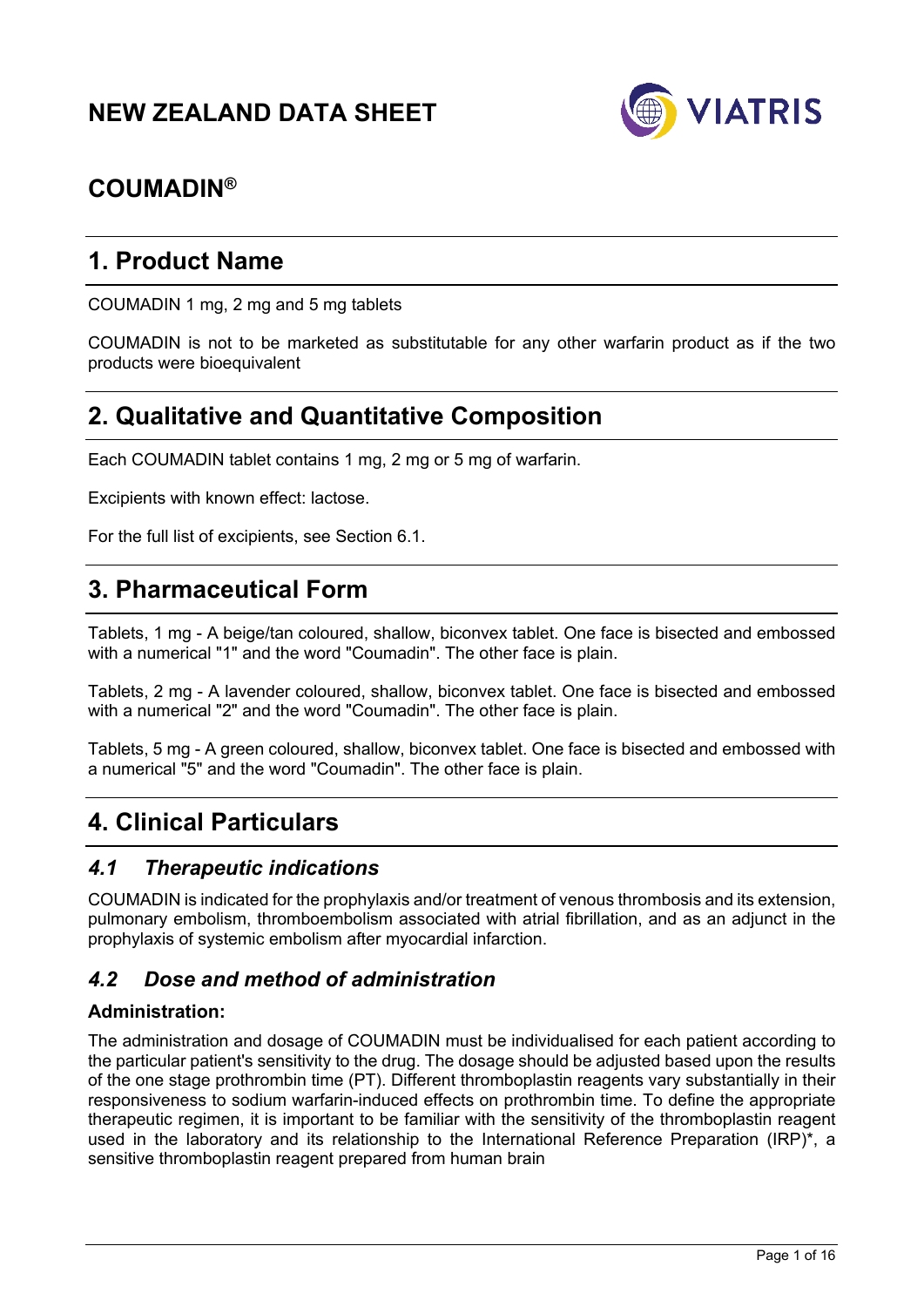# NEW ZEALAND DATA SHEET

## COUMADIN®

## 1. Product Name

COUMADIN 1 mg, 2 mg and 5 mg tablets

COUMADIN is not to be marketed as substitutable for any other warfarin product as if the two products were bioequivalent

## 2. Qualitative and Quantitative Composition

Each COUMADIN tablet contains 1 mg, 2 mg or 5 mg of warfarin.

Excipients with known effect: lactose.

For the full list of excipients, see Section 6.1.

## 3. Pharmaceutical Form

Tablets, 1 mg - A beige/tan coloured, shallow, biconvex tablet. One face is bisected and embossed with a numerical "1" and the word "Coumadin". The other face is plain.

Tablets, 2 mg - A lavender coloured, shallow, biconvex tablet. One face is bisected and embossed with a numerical "2" and the word "Coumadin". The other face is plain.

Tablets, 5 mg - A green coloured, shallow, biconvex tablet. One face is bisected and embossed with a numerical "5" and the word "Coumadin". The other face is plain.

## 4. Clinical Particulars

### *4.1 Therapeutic indications*

COUMADIN is indicated for the prophylaxis and/or treatment of venous thrombosis and its extension, pulmonary embolism, thromboembolism associated with atrial fibrillation, and as an adjunct in the prophylaxis of systemic embolism after myocardial infarction.

### *4.2 Dose and method of administration*

**Administration:**

The administration and dosage of COUMADIN must be individualised for each patient according to the particular patient's sensitivity to the drug. The dosage should be adjusted based upon the results of the one stage prothrombin time (PT). Different thromboplastin reagents vary substantially in their responsiveness to sodium warfarin-induced effects on prothrombin time. To define the appropriate therapeutic regimen, it is important to be familiar with the sensitivity of the thromboplastin reagent used in the laboratory and its relationship to the International Reference Preparation (IRP)*, a sensitive thromboplastin reagent prepared from human brain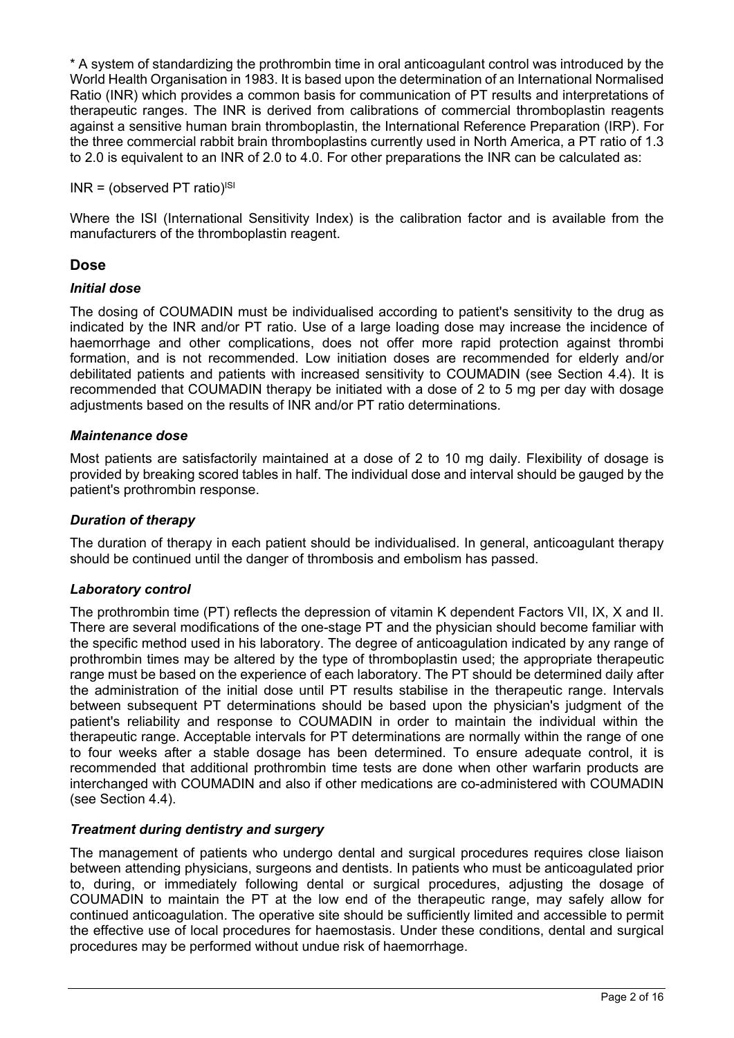* A system of standardizing the prothrombin time in oral anticoagulant control was introduced by the World Health Organisation in 1983. It is based upon the determination of an International Normalised Ratio (INR) which provides a common basis for communication of PT results and interpretations of therapeutic ranges. The INR is derived from calibrations of commercial thromboplastin reagents against a sensitive human brain thromboplastin, the International Reference Preparation (IRP). For the three commercial rabbit brain thromboplastins currently used in North America, a PT ratio of 1.3 to 2.0 is equivalent to an INR of 2.0 to 4.0. For other preparations the INR can be calculated as:

$\text{INR} = (\text{observed PT ratio})^{\text{ISI}}$

Where the ISI (International Sensitivity Index) is the calibration factor and is available from the manufacturers of the thromboplastin reagent.

## Dose

### *Initial dose*

The dosing of COUMADIN must be individualised according to patient's sensitivity to the drug as indicated by the INR and/or PT ratio. Use of a large loading dose may increase the incidence of haemorrhage and other complications, does not offer more rapid protection against thrombi formation, and is not recommended. Low initiation doses are recommended for elderly and/or debilitated patients and patients with increased sensitivity to COUMADIN (see Section 4.4). It is recommended that COUMADIN therapy be initiated with a dose of 2 to 5 mg per day with dosage adjustments based on the results of INR and/or PT ratio determinations.

### *Maintenance dose*

Most patients are satisfactorily maintained at a dose of 2 to 10 mg daily. Flexibility of dosage is provided by breaking scored tables in half. The individual dose and interval should be gauged by the patient's prothrombin response.

### *Duration of therapy*

The duration of therapy in each patient should be individualised. In general, anticoagulant therapy should be continued until the danger of thrombosis and embolism has passed.

### *Laboratory control*

The prothrombin time (PT) reflects the depression of vitamin K dependent Factors VII, IX, X and II. There are several modifications of the one-stage PT and the physician should become familiar with the specific method used in his laboratory. The degree of anticoagulation indicated by any range of prothrombin times may be altered by the type of thromboplastin used; the appropriate therapeutic range must be based on the experience of each laboratory. The PT should be determined daily after the administration of the initial dose until PT results stabilise in the therapeutic range. Intervals between subsequent PT determinations should be based upon the physician's judgment of the patient's reliability and response to COUMADIN in order to maintain the individual within the therapeutic range. Acceptable intervals for PT determinations are normally within the range of one to four weeks after a stable dosage has been determined. To ensure adequate control, it is recommended that additional prothrombin time tests are done when other warfarin products are interchanged with COUMADIN and also if other medications are co-administered with COUMADIN (see Section 4.4).

### *Treatment during dentistry and surgery*

The management of patients who undergo dental and surgical procedures requires close liaison between attending physicians, surgeons and dentists. In patients who must be anticoagulated prior to, during, or immediately following dental or surgical procedures, adjusting the dosage of COUMADIN to maintain the PT at the low end of the therapeutic range, may safely allow for continued anticoagulation. The operative site should be sufficiently limited and accessible to permit the effective use of local procedures for haemostasis. Under these conditions, dental and surgical procedures may be performed without undue risk of haemorrhage.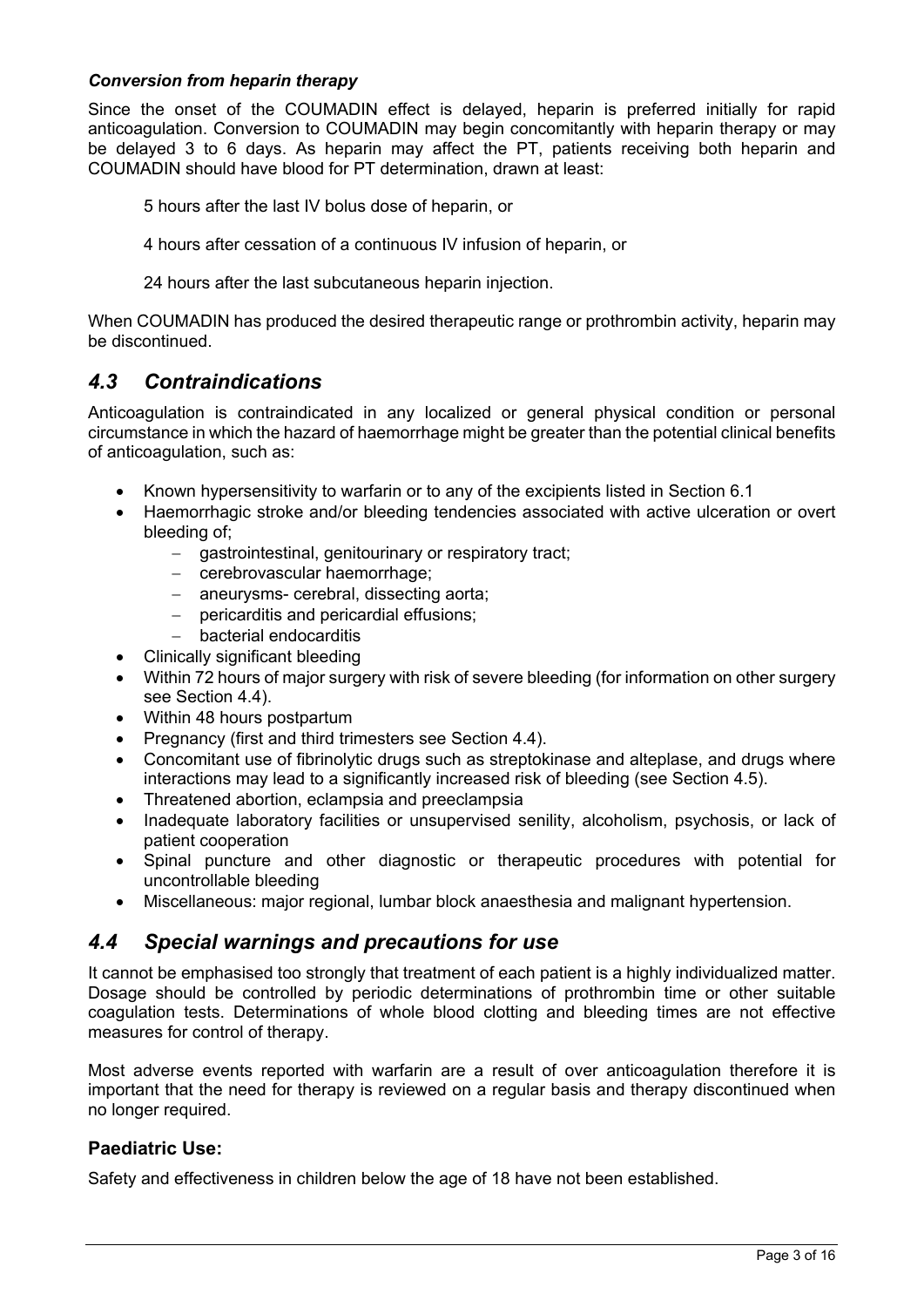***Conversion from heparin therapy***

Since the onset of the COUMADIN effect is delayed, heparin is preferred initially for rapid anticoagulation. Conversion to COUMADIN may begin concomitantly with heparin therapy or may be delayed 3 to 6 days. As heparin may affect the PT, patients receiving both heparin and COUMADIN should have blood for PT determination, drawn at least:

5 hours after the last IV bolus dose of heparin, or

4 hours after cessation of a continuous IV infusion of heparin, or

24 hours after the last subcutaneous heparin injection.

When COUMADIN has produced the desired therapeutic range or prothrombin activity, heparin may be discontinued.

## *4.3 Contraindications*

Anticoagulation is contraindicated in any localized or general physical condition or personal circumstance in which the hazard of haemorrhage might be greater than the potential clinical benefits of anticoagulation, such as:

- Known hypersensitivity to warfarin or to any of the excipients listed in Section 6.1
- Haemorrhagic stroke and/or bleeding tendencies associated with active ulceration or overt bleeding of;
  - gastrointestinal, genitourinary or respiratory tract;
  - cerebrovascular haemorrhage;
  - aneurysms- cerebral, dissecting aorta;
  - pericarditis and pericardial effusions;
  - bacterial endocarditis
- Clinically significant bleeding
- Within 72 hours of major surgery with risk of severe bleeding (for information on other surgery see Section 4.4).
- Within 48 hours postpartum
- Pregnancy (first and third trimesters see Section 4.4).
- Concomitant use of fibrinolytic drugs such as streptokinase and alteplase, and drugs where interactions may lead to a significantly increased risk of bleeding (see Section 4.5).
- Threatened abortion, eclampsia and preeclampsia
- Inadequate laboratory facilities or unsupervised senility, alcoholism, psychosis, or lack of patient cooperation
- Spinal puncture and other diagnostic or therapeutic procedures with potential for uncontrollable bleeding
- Miscellaneous: major regional, lumbar block anaesthesia and malignant hypertension.

## *4.4 Special warnings and precautions for use*

It cannot be emphasised too strongly that treatment of each patient is a highly individualized matter. Dosage should be controlled by periodic determinations of prothrombin time or other suitable coagulation tests. Determinations of whole blood clotting and bleeding times are not effective measures for control of therapy.

Most adverse events reported with warfarin are a result of over anticoagulation therefore it is important that the need for therapy is reviewed on a regular basis and therapy discontinued when no longer required.

### **Paediatric Use:**

Safety and effectiveness in children below the age of 18 have not been established.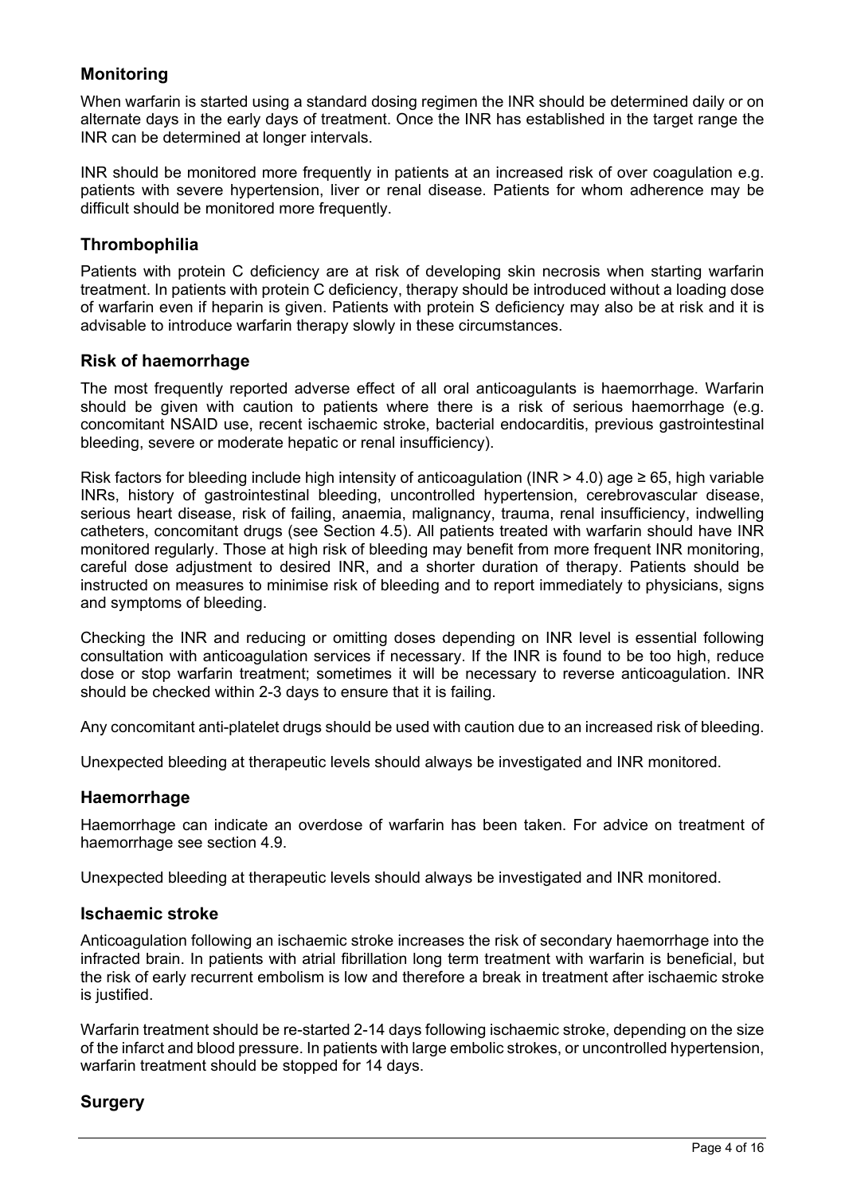## Monitoring

When warfarin is started using a standard dosing regimen the INR should be determined daily or on alternate days in the early days of treatment. Once the INR has established in the target range the INR can be determined at longer intervals.

INR should be monitored more frequently in patients at an increased risk of over coagulation e.g. patients with severe hypertension, liver or renal disease. Patients for whom adherence may be difficult should be monitored more frequently.

## Thrombophilia

Patients with protein C deficiency are at risk of developing skin necrosis when starting warfarin treatment. In patients with protein C deficiency, therapy should be introduced without a loading dose of warfarin even if heparin is given. Patients with protein S deficiency may also be at risk and it is advisable to introduce warfarin therapy slowly in these circumstances.

## Risk of haemorrhage

The most frequently reported adverse effect of all oral anticoagulants is haemorrhage. Warfarin should be given with caution to patients where there is a risk of serious haemorrhage (e.g. concomitant NSAID use, recent ischaemic stroke, bacterial endocarditis, previous gastrointestinal bleeding, severe or moderate hepatic or renal insufficiency).

Risk factors for bleeding include high intensity of anticoagulation (INR > 4.0) age ≥ 65, high variable INRs, history of gastrointestinal bleeding, uncontrolled hypertension, cerebrovascular disease, serious heart disease, risk of failing, anaemia, malignancy, trauma, renal insufficiency, indwelling catheters, concomitant drugs (see Section 4.5). All patients treated with warfarin should have INR monitored regularly. Those at high risk of bleeding may benefit from more frequent INR monitoring, careful dose adjustment to desired INR, and a shorter duration of therapy. Patients should be instructed on measures to minimise risk of bleeding and to report immediately to physicians, signs and symptoms of bleeding.

Checking the INR and reducing or omitting doses depending on INR level is essential following consultation with anticoagulation services if necessary. If the INR is found to be too high, reduce dose or stop warfarin treatment; sometimes it will be necessary to reverse anticoagulation. INR should be checked within 2-3 days to ensure that it is failing.

Any concomitant anti-platelet drugs should be used with caution due to an increased risk of bleeding.

Unexpected bleeding at therapeutic levels should always be investigated and INR monitored.

## Haemorrhage

Haemorrhage can indicate an overdose of warfarin has been taken. For advice on treatment of haemorrhage see section 4.9.

Unexpected bleeding at therapeutic levels should always be investigated and INR monitored.

## Ischaemic stroke

Anticoagulation following an ischaemic stroke increases the risk of secondary haemorrhage into the infracted brain. In patients with atrial fibrillation long term treatment with warfarin is beneficial, but the risk of early recurrent embolism is low and therefore a break in treatment after ischaemic stroke is justified.

Warfarin treatment should be re-started 2-14 days following ischaemic stroke, depending on the size of the infarct and blood pressure. In patients with large embolic strokes, or uncontrolled hypertension, warfarin treatment should be stopped for 14 days.

## Surgery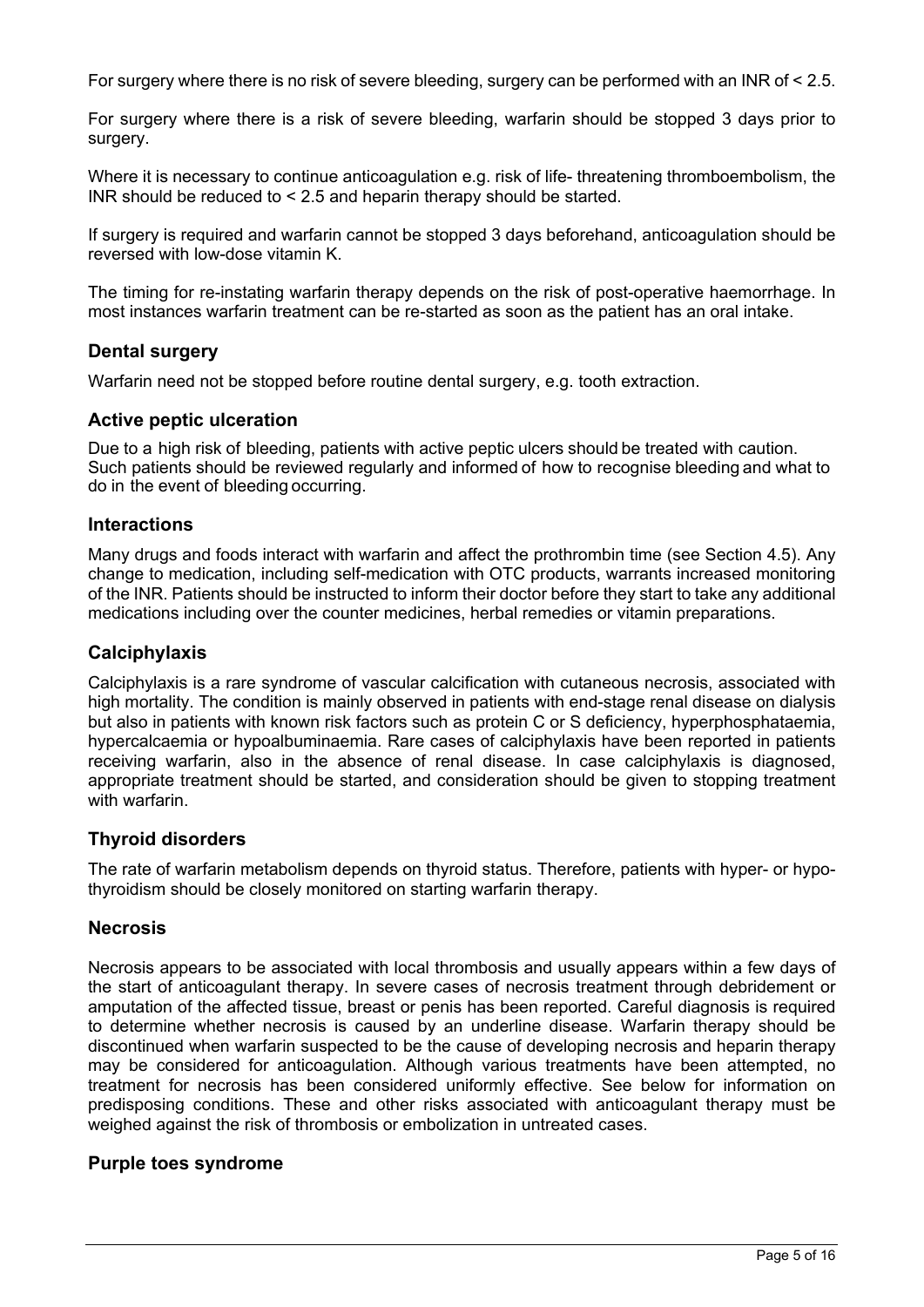For surgery where there is no risk of severe bleeding, surgery can be performed with an INR of < 2.5.

For surgery where there is a risk of severe bleeding, warfarin should be stopped 3 days prior to surgery.

Where it is necessary to continue anticoagulation e.g. risk of life- threatening thromboembolism, the INR should be reduced to < 2.5 and heparin therapy should be started.

If surgery is required and warfarin cannot be stopped 3 days beforehand, anticoagulation should be reversed with low-dose vitamin K.

The timing for re-instating warfarin therapy depends on the risk of post-operative haemorrhage. In most instances warfarin treatment can be re-started as soon as the patient has an oral intake.

### Dental surgery

Warfarin need not be stopped before routine dental surgery, e.g. tooth extraction.

### Active peptic ulceration

Due to a high risk of bleeding, patients with active peptic ulcers should be treated with caution. Such patients should be reviewed regularly and informed of how to recognise bleeding and what to do in the event of bleeding occurring.

### Interactions

Many drugs and foods interact with warfarin and affect the prothrombin time (see Section 4.5). Any change to medication, including self-medication with OTC products, warrants increased monitoring of the INR. Patients should be instructed to inform their doctor before they start to take any additional medications including over the counter medicines, herbal remedies or vitamin preparations.

### Calciphylaxis

Calciphylaxis is a rare syndrome of vascular calcification with cutaneous necrosis, associated with high mortality. The condition is mainly observed in patients with end-stage renal disease on dialysis but also in patients with known risk factors such as protein C or S deficiency, hyperphosphataemia, hypercalcaemia or hypoalbuminaemia. Rare cases of calciphylaxis have been reported in patients receiving warfarin, also in the absence of renal disease. In case calciphylaxis is diagnosed, appropriate treatment should be started, and consideration should be given to stopping treatment with warfarin.

### Thyroid disorders

The rate of warfarin metabolism depends on thyroid status. Therefore, patients with hyper- or hypo-thyroidism should be closely monitored on starting warfarin therapy.

### Necrosis

Necrosis appears to be associated with local thrombosis and usually appears within a few days of the start of anticoagulant therapy. In severe cases of necrosis treatment through debridement or amputation of the affected tissue, breast or penis has been reported. Careful diagnosis is required to determine whether necrosis is caused by an underline disease. Warfarin therapy should be discontinued when warfarin suspected to be the cause of developing necrosis and heparin therapy may be considered for anticoagulation. Although various treatments have been attempted, no treatment for necrosis has been considered uniformly effective. See below for information on predisposing conditions. These and other risks associated with anticoagulant therapy must be weighed against the risk of thrombosis or embolization in untreated cases.

### Purple toes syndrome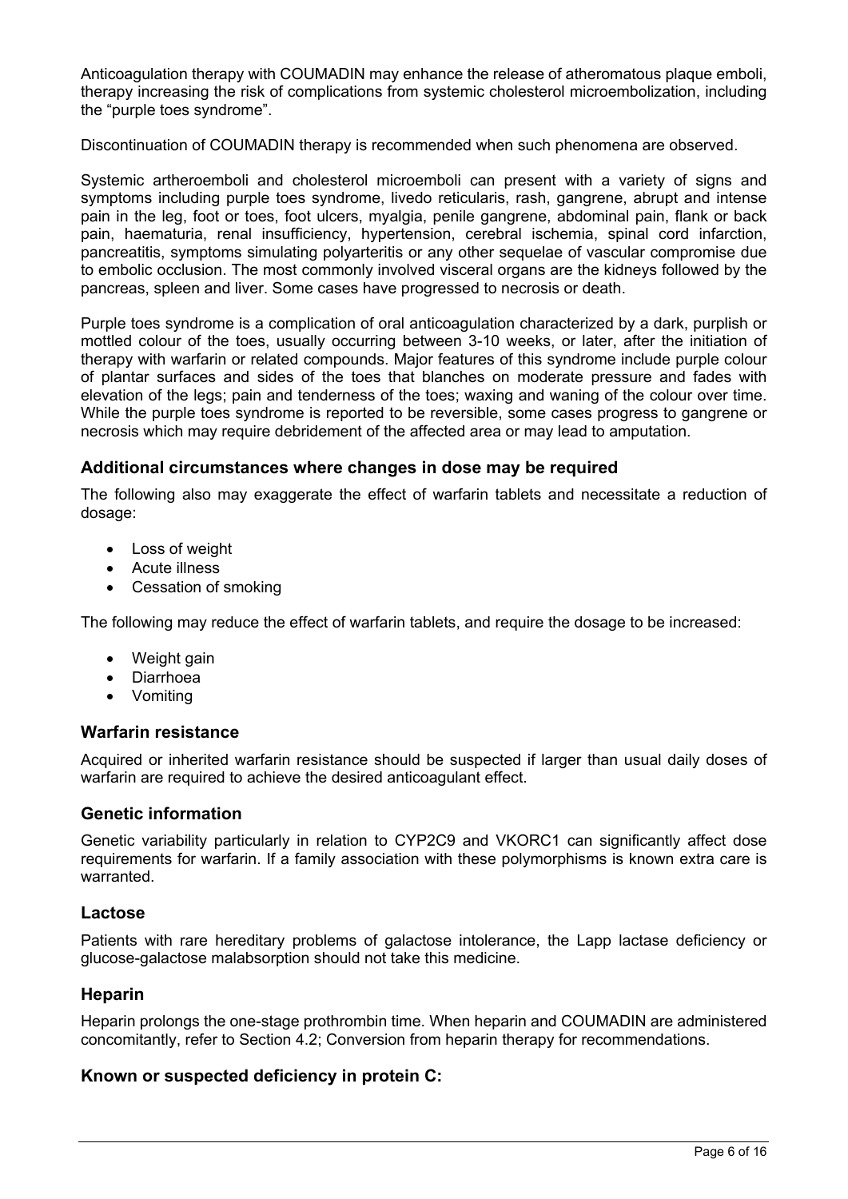Anticoagulation therapy with COUMADIN may enhance the release of atheromatous plaque emboli, therapy increasing the risk of complications from systemic cholesterol microembolization, including the "purple toes syndrome".

Discontinuation of COUMADIN therapy is recommended when such phenomena are observed.

Systemic artheroemboli and cholesterol microemboli can present with a variety of signs and symptoms including purple toes syndrome, livedo reticularis, rash, gangrene, abrupt and intense pain in the leg, foot or toes, foot ulcers, myalgia, penile gangrene, abdominal pain, flank or back pain, haematuria, renal insufficiency, hypertension, cerebral ischemia, spinal cord infarction, pancreatitis, symptoms simulating polyarteritis or any other sequelae of vascular compromise due to embolic occlusion. The most commonly involved visceral organs are the kidneys followed by the pancreas, spleen and liver. Some cases have progressed to necrosis or death.

Purple toes syndrome is a complication of oral anticoagulation characterized by a dark, purplish or mottled colour of the toes, usually occurring between 3-10 weeks, or later, after the initiation of therapy with warfarin or related compounds. Major features of this syndrome include purple colour of plantar surfaces and sides of the toes that blanches on moderate pressure and fades with elevation of the legs; pain and tenderness of the toes; waxing and waning of the colour over time. While the purple toes syndrome is reported to be reversible, some cases progress to gangrene or necrosis which may require debridement of the affected area or may lead to amputation.

### Additional circumstances where changes in dose may be required

The following also may exaggerate the effect of warfarin tablets and necessitate a reduction of dosage:

- Loss of weight
- Acute illness
- Cessation of smoking

The following may reduce the effect of warfarin tablets, and require the dosage to be increased:

- Weight gain
- Diarrhoea
- Vomiting

### Warfarin resistance

Acquired or inherited warfarin resistance should be suspected if larger than usual daily doses of warfarin are required to achieve the desired anticoagulant effect.

### Genetic information

Genetic variability particularly in relation to CYP2C9 and VKORC1 can significantly affect dose requirements for warfarin. If a family association with these polymorphisms is known extra care is warranted.

### Lactose

Patients with rare hereditary problems of galactose intolerance, the Lapp lactase deficiency or glucose-galactose malabsorption should not take this medicine.

### Heparin

Heparin prolongs the one-stage prothrombin time. When heparin and COUMADIN are administered concomitantly, refer to Section 4.2; Conversion from heparin therapy for recommendations.

### Known or suspected deficiency in protein C: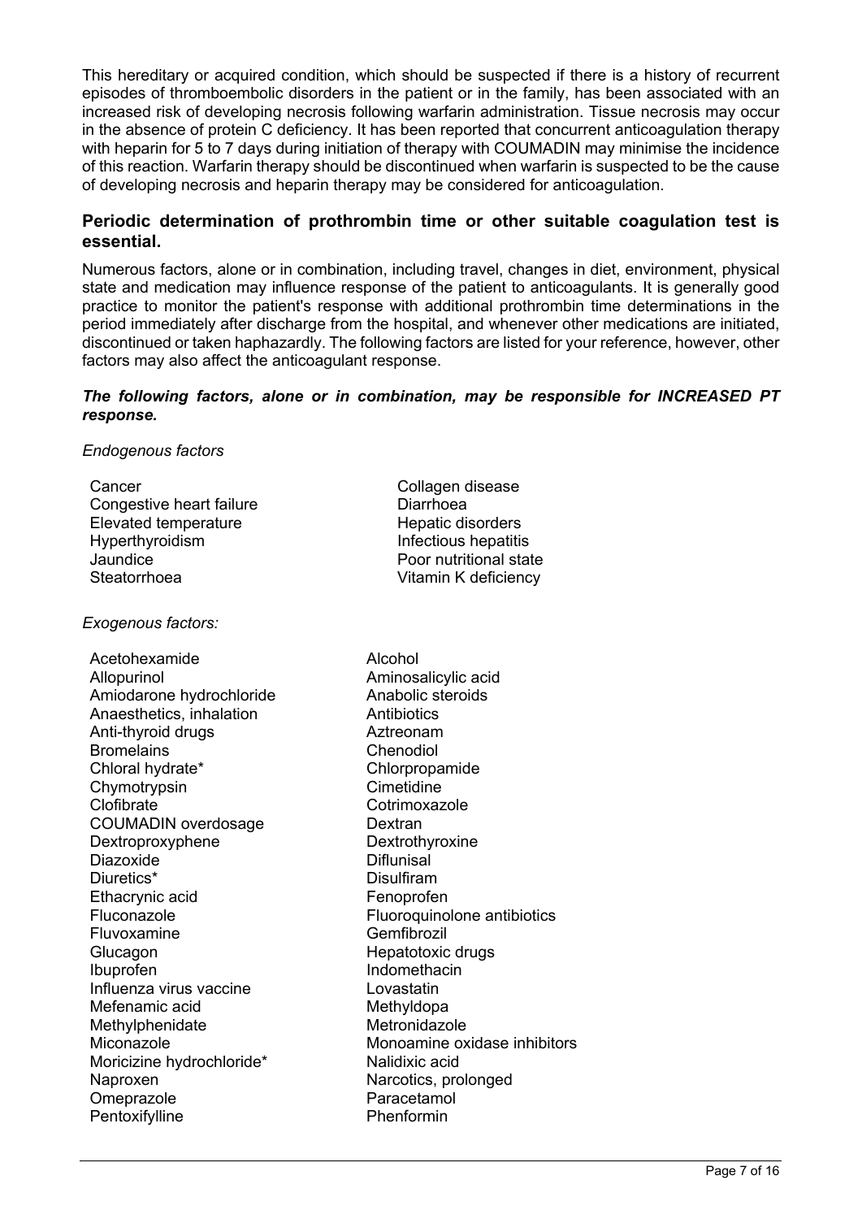This hereditary or acquired condition, which should be suspected if there is a history of recurrent episodes of thromboembolic disorders in the patient or in the family, has been associated with an increased risk of developing necrosis following warfarin administration. Tissue necrosis may occur in the absence of protein C deficiency. It has been reported that concurrent anticoagulation therapy with heparin for 5 to 7 days during initiation of therapy with COUMADIN may minimise the incidence of this reaction. Warfarin therapy should be discontinued when warfarin is suspected to be the cause of developing necrosis and heparin therapy may be considered for anticoagulation.

## Periodic determination of prothrombin time or other suitable coagulation test is essential.

Numerous factors, alone or in combination, including travel, changes in diet, environment, physical state and medication may influence response of the patient to anticoagulants. It is generally good practice to monitor the patient's response with additional prothrombin time determinations in the period immediately after discharge from the hospital, and whenever other medications are initiated, discontinued or taken haphazardly. The following factors are listed for your reference, however, other factors may also affect the anticoagulant response.

***The following factors, alone or in combination, may be responsible for INCREASED PT response.***

*Endogenous factors*

Cancer
Congestive heart failure
Elevated temperature
Hyperthyroidism
Jaundice
Steatorrhoea
Collagen disease
Diarrhoea
Hepatic disorders
Infectious hepatitis
Poor nutritional state
Vitamin K deficiency

*Exogenous factors:*

Acetohexamide
Allopurinol
Amiodarone hydrochloride
Anaesthetics, inhalation
Anti-thyroid drugs
Bromelains
Chloral hydrate*
Chymotrypsin
Clofibrate
COUMADIN overdosage
Dextroproxyphene
Diazoxide
Diuretics*
Ethacrynic acid
Fluconazole
Fluvoxamine
Glucagon
Ibuprofen
Influenza virus vaccine
Mefenamic acid
Methylphenidate
Miconazole
Moricizine hydrochloride*
Naproxen
Omeprazole
Pentoxifylline
Alcohol
Aminosalicylic acid
Anabolic steroids
Antibiotics
Aztreonam
Chenodiol
Chlorpropamide
Cimetidine
Cotrimoxazole
Dextran
Dextrothyroxine
Diflunisal
Disulfiram
Fenoprofen
Fluoroquinolone antibiotics
Gemfibrozil
Hepatotoxic drugs
Indomethacin
Lovastatin
Methyldopa
Metronidazole
Monoamine oxidase inhibitors
Nalidixic acid
Narcotics, prolonged
Paracetamol
Phenformin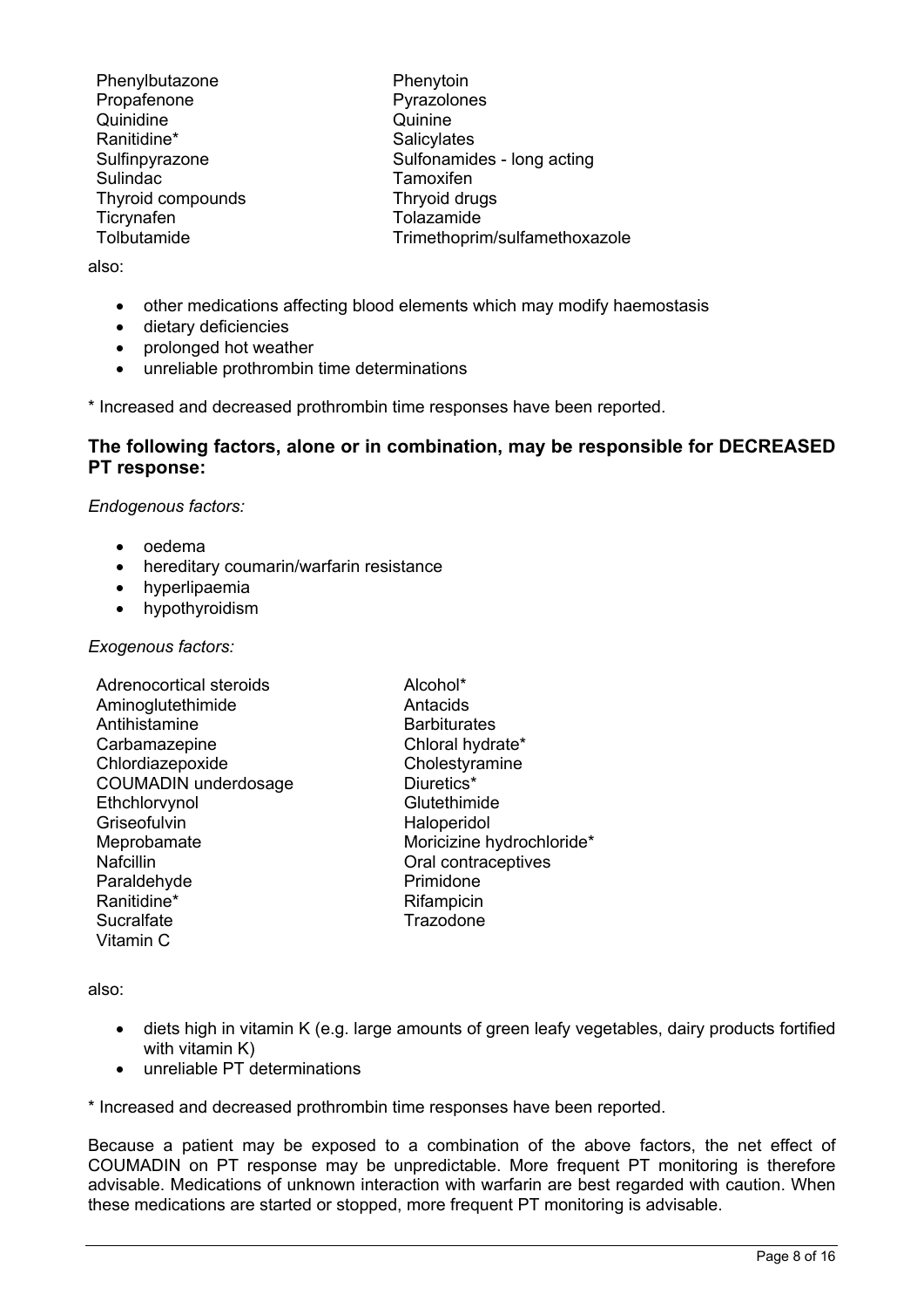| | |
|---|---|
| Phenylbutazone | Phenytoin |
| Propafenone | Pyrazolones |
| Quinidine | Quinine |
| Ranitidine* | Salicylates |
| Sulfinpyrazone | Sulfonamides - long acting |
| Sulindac | Tamoxifen |
| Thyroid compounds | Thryoid drugs |
| Ticrynafen | Tolazamide |
| Tolbutamide | Trimethoprim/sulfamethoxazole |

also:

- other medications affecting blood elements which may modify haemostasis
- dietary deficiencies
- prolonged hot weather
- unreliable prothrombin time determinations

* Increased and decreased prothrombin time responses have been reported.

### The following factors, alone or in combination, may be responsible for DECREASED PT response:

*Endogenous factors:*

- oedema
- hereditary coumarin/warfarin resistance
- hyperlipaemia
- hypothyroidism

*Exogenous factors:*

| | |
|---|---|
| Adrenocortical steroids | Alcohol* |
| Aminoglutethimide | Antacids |
| Antihistamine | Barbiturates |
| Carbamazepine | Chloral hydrate* |
| Chlordiazepoxide | Cholestyramine |
| COUMADIN underdosage | Diuretics* |
| Ethchlorvynol | Glutethimide |
| Griseofulvin | Haloperidol |
| Meprobamate | Moricizine hydrochloride* |
| Nafcillin | Oral contraceptives |
| Paraldehyde | Primidone |
| Ranitidine* | Rifampicin |
| Sucralfate | Trazodone |
| Vitamin C | |

also:

- diets high in vitamin K (e.g. large amounts of green leafy vegetables, dairy products fortified with vitamin K)
- unreliable PT determinations

* Increased and decreased prothrombin time responses have been reported.

Because a patient may be exposed to a combination of the above factors, the net effect of COUMADIN on PT response may be unpredictable. More frequent PT monitoring is therefore advisable. Medications of unknown interaction with warfarin are best regarded with caution. When these medications are started or stopped, more frequent PT monitoring is advisable.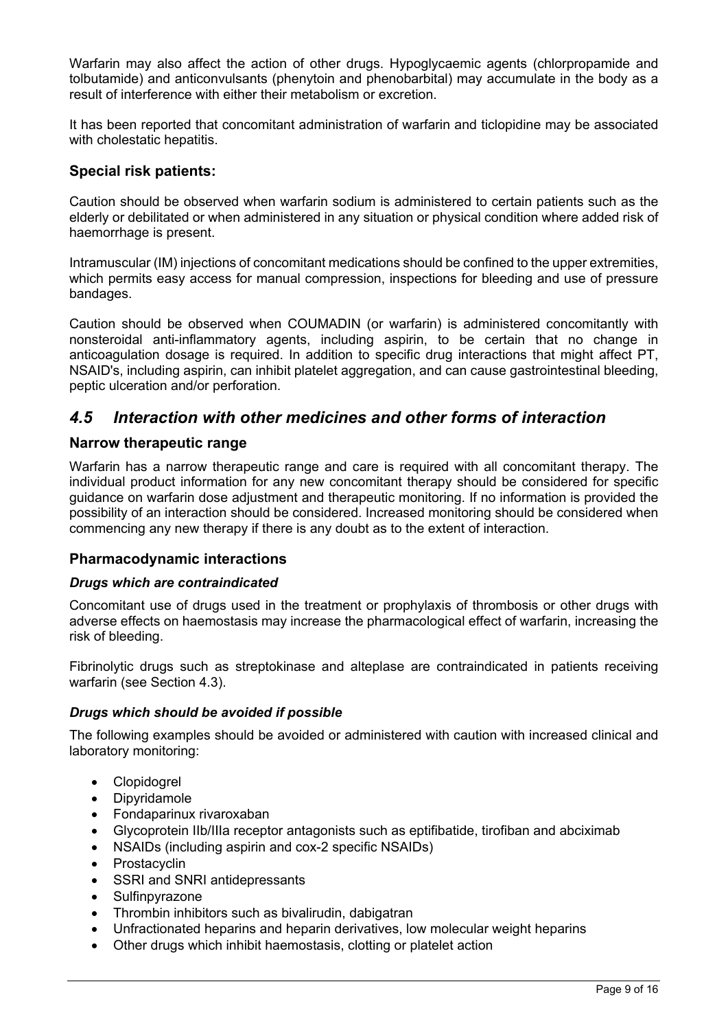Warfarin may also affect the action of other drugs. Hypoglycaemic agents (chlorpropamide and tolbutamide) and anticonvulsants (phenytoin and phenobarbital) may accumulate in the body as a result of interference with either their metabolism or excretion.

It has been reported that concomitant administration of warfarin and ticlopidine may be associated with cholestatic hepatitis.

### Special risk patients:

Caution should be observed when warfarin sodium is administered to certain patients such as the elderly or debilitated or when administered in any situation or physical condition where added risk of haemorrhage is present.

Intramuscular (IM) injections of concomitant medications should be confined to the upper extremities, which permits easy access for manual compression, inspections for bleeding and use of pressure bandages.

Caution should be observed when COUMADIN (or warfarin) is administered concomitantly with nonsteroidal anti-inflammatory agents, including aspirin, to be certain that no change in anticoagulation dosage is required. In addition to specific drug interactions that might affect PT, NSAID's, including aspirin, can inhibit platelet aggregation, and can cause gastrointestinal bleeding, peptic ulceration and/or perforation.

## *4.5 Interaction with other medicines and other forms of interaction*

### Narrow therapeutic range

Warfarin has a narrow therapeutic range and care is required with all concomitant therapy. The individual product information for any new concomitant therapy should be considered for specific guidance on warfarin dose adjustment and therapeutic monitoring. If no information is provided the possibility of an interaction should be considered. Increased monitoring should be considered when commencing any new therapy if there is any doubt as to the extent of interaction.

### Pharmacodynamic interactions

#### *Drugs which are contraindicated*

Concomitant use of drugs used in the treatment or prophylaxis of thrombosis or other drugs with adverse effects on haemostasis may increase the pharmacological effect of warfarin, increasing the risk of bleeding.

Fibrinolytic drugs such as streptokinase and alteplase are contraindicated in patients receiving warfarin (see Section 4.3).

#### *Drugs which should be avoided if possible*

The following examples should be avoided or administered with caution with increased clinical and laboratory monitoring:

- Clopidogrel
- Dipyridamole
- Fondaparinux rivaroxaban
- Glycoprotein IIb/IIIa receptor antagonists such as eptifibatide, tirofiban and abciximab
- NSAIDs (including aspirin and cox-2 specific NSAIDs)
- Prostacyclin
- SSRI and SNRI antidepressants
- Sulfinpyrazone
- Thrombin inhibitors such as bivalirudin, dabigatran
- Unfractionated heparins and heparin derivatives, low molecular weight heparins
- Other drugs which inhibit haemostasis, clotting or platelet action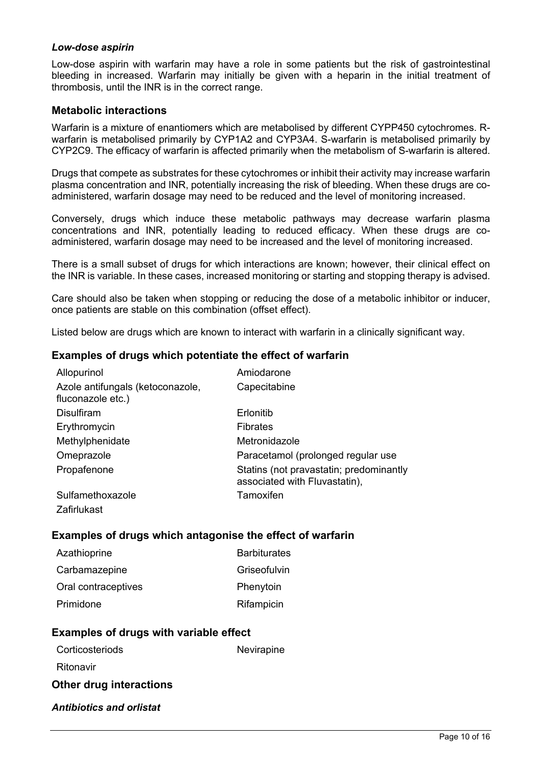### *Low-dose aspirin*

Low-dose aspirin with warfarin may have a role in some patients but the risk of gastrointestinal bleeding in increased. Warfarin may initially be given with a heparin in the initial treatment of thrombosis, until the INR is in the correct range.

## Metabolic interactions

Warfarin is a mixture of enantiomers which are metabolised by different CYPP450 cytochromes. R-warfarin is metabolised primarily by CYP1A2 and CYP3A4. S-warfarin is metabolised primarily by CYP2C9. The efficacy of warfarin is affected primarily when the metabolism of S-warfarin is altered.

Drugs that compete as substrates for these cytochromes or inhibit their activity may increase warfarin plasma concentration and INR, potentially increasing the risk of bleeding. When these drugs are co-administered, warfarin dosage may need to be reduced and the level of monitoring increased.

Conversely, drugs which induce these metabolic pathways may decrease warfarin plasma concentrations and INR, potentially leading to reduced efficacy. When these drugs are co-administered, warfarin dosage may need to be increased and the level of monitoring increased.

There is a small subset of drugs for which interactions are known; however, their clinical effect on the INR is variable. In these cases, increased monitoring or starting and stopping therapy is advised.

Care should also be taken when stopping or reducing the dose of a metabolic inhibitor or inducer, once patients are stable on this combination (offset effect).

Listed below are drugs which are known to interact with warfarin in a clinically significant way.

## Examples of drugs which potentiate the effect of warfarin

| | |
|---|---|
| Allopurinol | Amiodarone |
| Azole antifungals (ketoconazole, fluconazole etc.) | Capecitabine |
| Disulfiram | Erlonitib |
| Erythromycin | Fibrates |
| Methylphenidate | Metronidazole |
| Omeprazole | Paracetamol (prolonged regular use |
| Propafenone | Statins (not pravastatin; predominantly associated with Fluvastatin), |
| Sulfamethoxazole | Tamoxifen |
| Zafirlukast | |

## Examples of drugs which antagonise the effect of warfarin

| | |
|---|---|
| Azathioprine | Barbiturates |
| Carbamazepine | Griseofulvin |
| Oral contraceptives | Phenytoin |
| Primidone | Rifampicin |

## Examples of drugs with variable effect

| | |
|---|---|
| Corticosteriods | Nevirapine |
| Ritonavir | |

## Other drug interactions

### *Antibiotics and orlistat*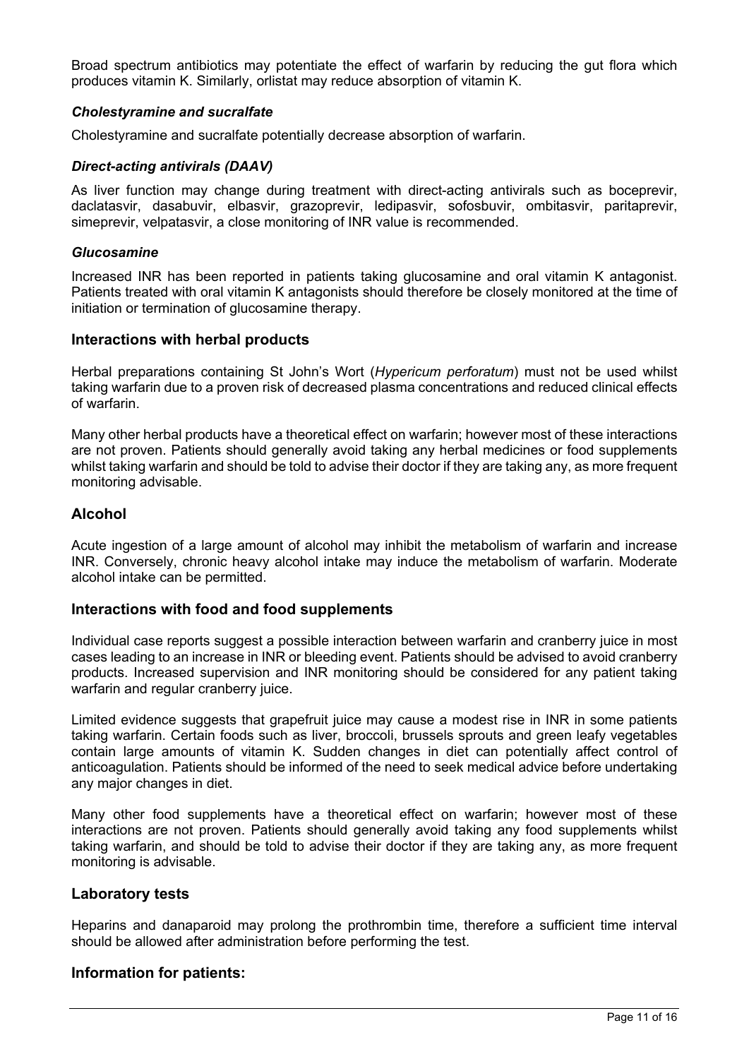Broad spectrum antibiotics may potentiate the effect of warfarin by reducing the gut flora which produces vitamin K. Similarly, orlistat may reduce absorption of vitamin K.

***Cholestyramine and sucralfate***

Cholestyramine and sucralfate potentially decrease absorption of warfarin.

***Direct-acting antivirals (DAAV)***

As liver function may change during treatment with direct-acting antivirals such as boceprevir, daclatasvir, dasabuvir, elbasvir, grazoprevir, ledipasvir, sofosbuvir, ombitasvir, paritaprevir, simeprevir, velpatasvir, a close monitoring of INR value is recommended.

***Glucosamine***

Increased INR has been reported in patients taking glucosamine and oral vitamin K antagonist. Patients treated with oral vitamin K antagonists should therefore be closely monitored at the time of initiation or termination of glucosamine therapy.

## Interactions with herbal products

Herbal preparations containing St John's Wort (*Hypericum perforatum*) must not be used whilst taking warfarin due to a proven risk of decreased plasma concentrations and reduced clinical effects of warfarin.

Many other herbal products have a theoretical effect on warfarin; however most of these interactions are not proven. Patients should generally avoid taking any herbal medicines or food supplements whilst taking warfarin and should be told to advise their doctor if they are taking any, as more frequent monitoring advisable.

## Alcohol

Acute ingestion of a large amount of alcohol may inhibit the metabolism of warfarin and increase INR. Conversely, chronic heavy alcohol intake may induce the metabolism of warfarin. Moderate alcohol intake can be permitted.

## Interactions with food and food supplements

Individual case reports suggest a possible interaction between warfarin and cranberry juice in most cases leading to an increase in INR or bleeding event. Patients should be advised to avoid cranberry products. Increased supervision and INR monitoring should be considered for any patient taking warfarin and regular cranberry juice.

Limited evidence suggests that grapefruit juice may cause a modest rise in INR in some patients taking warfarin. Certain foods such as liver, broccoli, brussels sprouts and green leafy vegetables contain large amounts of vitamin K. Sudden changes in diet can potentially affect control of anticoagulation. Patients should be informed of the need to seek medical advice before undertaking any major changes in diet.

Many other food supplements have a theoretical effect on warfarin; however most of these interactions are not proven. Patients should generally avoid taking any food supplements whilst taking warfarin, and should be told to advise their doctor if they are taking any, as more frequent monitoring is advisable.

## Laboratory tests

Heparins and danaparoid may prolong the prothrombin time, therefore a sufficient time interval should be allowed after administration before performing the test.

## Information for patients: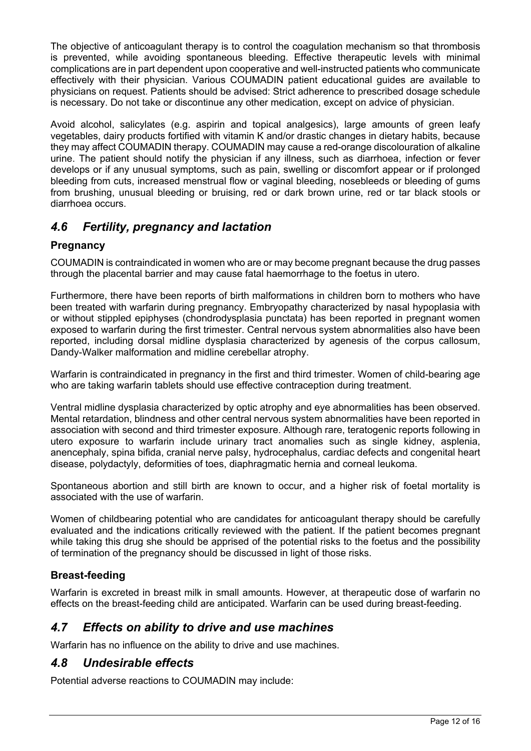The objective of anticoagulant therapy is to control the coagulation mechanism so that thrombosis is prevented, while avoiding spontaneous bleeding. Effective therapeutic levels with minimal complications are in part dependent upon cooperative and well-instructed patients who communicate effectively with their physician. Various COUMADIN patient educational guides are available to physicians on request. Patients should be advised: Strict adherence to prescribed dosage schedule is necessary. Do not take or discontinue any other medication, except on advice of physician.

Avoid alcohol, salicylates (e.g. aspirin and topical analgesics), large amounts of green leafy vegetables, dairy products fortified with vitamin K and/or drastic changes in dietary habits, because they may affect COUMADIN therapy. COUMADIN may cause a red-orange discolouration of alkaline urine. The patient should notify the physician if any illness, such as diarrhoea, infection or fever develops or if any unusual symptoms, such as pain, swelling or discomfort appear or if prolonged bleeding from cuts, increased menstrual flow or vaginal bleeding, nosebleeds or bleeding of gums from brushing, unusual bleeding or bruising, red or dark brown urine, red or tar black stools or diarrhoea occurs.

## *4.6 Fertility, pregnancy and lactation*

### Pregnancy

COUMADIN is contraindicated in women who are or may become pregnant because the drug passes through the placental barrier and may cause fatal haemorrhage to the foetus in utero.

Furthermore, there have been reports of birth malformations in children born to mothers who have been treated with warfarin during pregnancy. Embryopathy characterized by nasal hypoplasia with or without stippled epiphyses (chondrodysplasia punctata) has been reported in pregnant women exposed to warfarin during the first trimester. Central nervous system abnormalities also have been reported, including dorsal midline dysplasia characterized by agenesis of the corpus callosum, Dandy-Walker malformation and midline cerebellar atrophy.

Warfarin is contraindicated in pregnancy in the first and third trimester. Women of child-bearing age who are taking warfarin tablets should use effective contraception during treatment.

Ventral midline dysplasia characterized by optic atrophy and eye abnormalities has been observed. Mental retardation, blindness and other central nervous system abnormalities have been reported in association with second and third trimester exposure. Although rare, teratogenic reports following in utero exposure to warfarin include urinary tract anomalies such as single kidney, asplenia, anencephaly, spina bifida, cranial nerve palsy, hydrocephalus, cardiac defects and congenital heart disease, polydactyly, deformities of toes, diaphragmatic hernia and corneal leukoma.

Spontaneous abortion and still birth are known to occur, and a higher risk of foetal mortality is associated with the use of warfarin.

Women of childbearing potential who are candidates for anticoagulant therapy should be carefully evaluated and the indications critically reviewed with the patient. If the patient becomes pregnant while taking this drug she should be apprised of the potential risks to the foetus and the possibility of termination of the pregnancy should be discussed in light of those risks.

### Breast-feeding

Warfarin is excreted in breast milk in small amounts. However, at therapeutic dose of warfarin no effects on the breast-feeding child are anticipated. Warfarin can be used during breast-feeding.

## *4.7 Effects on ability to drive and use machines*

Warfarin has no influence on the ability to drive and use machines.

## *4.8 Undesirable effects*

Potential adverse reactions to COUMADIN may include: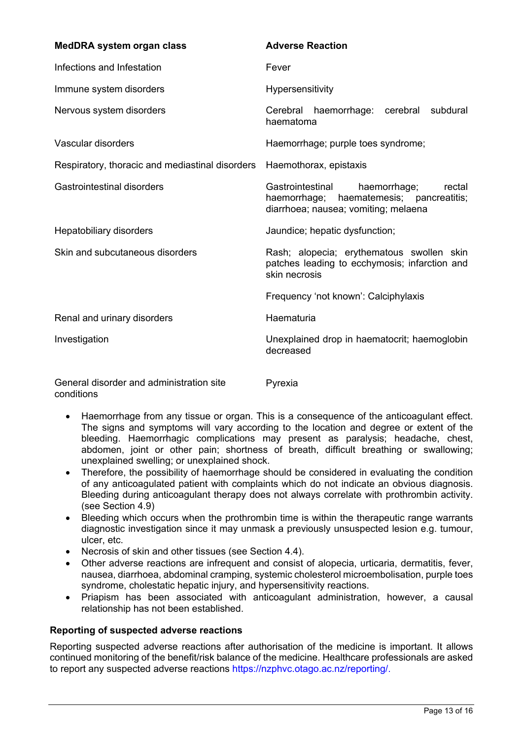| MedDRA system organ class | Adverse Reaction |
| --- | --- |
| Infections and Infestation | Fever |
| Immune system disorders | Hypersensitivity |
| Nervous system disorders | Cerebral haemorrhage: cerebral subdural haematoma |
| Vascular disorders | Haemorrhage; purple toes syndrome; |
| Respiratory, thoracic and mediastinal disorders | Haemothorax, epistaxis |
| Gastrointestinal disorders | Gastrointestinal haemorrhage; rectal haemorrhage; haematemesis; pancreatitis; diarrhoea; nausea; vomiting; melaena |
| Hepatobiliary disorders | Jaundice; hepatic dysfunction; |
| Skin and subcutaneous disorders | Rash; alopecia; erythematous swollen skin patches leading to ecchymosis; infarction and skin necrosis |
| | Frequency 'not known': Calciphylaxis |
| Renal and urinary disorders | Haematuria |
| Investigation | Unexplained drop in haematocrit; haemoglobin decreased |
| General disorder and administration site conditions | Pyrexia |

- Haemorrhage from any tissue or organ. This is a consequence of the anticoagulant effect. The signs and symptoms will vary according to the location and degree or extent of the bleeding. Haemorrhagic complications may present as paralysis; headache, chest, abdomen, joint or other pain; shortness of breath, difficult breathing or swallowing; unexplained swelling; or unexplained shock.
- Therefore, the possibility of haemorrhage should be considered in evaluating the condition of any anticoagulated patient with complaints which do not indicate an obvious diagnosis. Bleeding during anticoagulant therapy does not always correlate with prothrombin activity. (see Section 4.9)
- Bleeding which occurs when the prothrombin time is within the therapeutic range warrants diagnostic investigation since it may unmask a previously unsuspected lesion e.g. tumour, ulcer, etc.
- Necrosis of skin and other tissues (see Section 4.4).
- Other adverse reactions are infrequent and consist of alopecia, urticaria, dermatitis, fever, nausea, diarrhoea, abdominal cramping, systemic cholesterol microembolisation, purple toes syndrome, cholestatic hepatic injury, and hypersensitivity reactions.
- Priapism has been associated with anticoagulant administration, however, a causal relationship has not been established.

**Reporting of suspected adverse reactions**

Reporting suspected adverse reactions after authorisation of the medicine is important. It allows continued monitoring of the benefit/risk balance of the medicine. Healthcare professionals are asked to report any suspected adverse reactions https://nzphvc.otago.ac.nz/reporting/.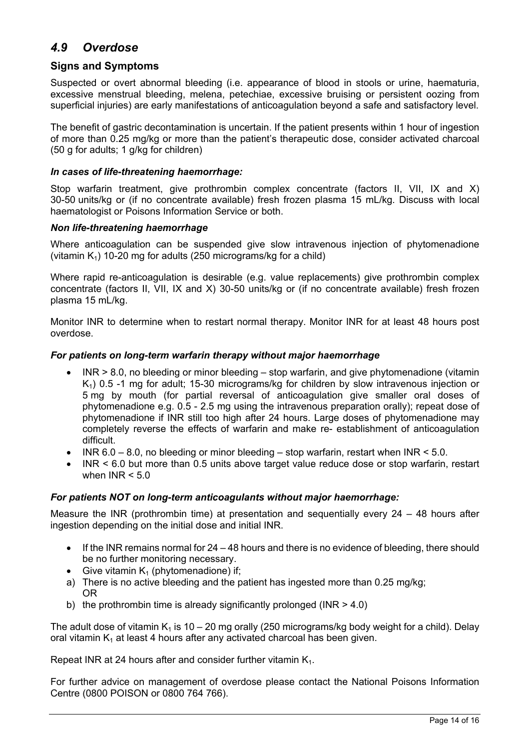## *4.9 Overdose*

### Signs and Symptoms

Suspected or overt abnormal bleeding (i.e. appearance of blood in stools or urine, haematuria, excessive menstrual bleeding, melena, petechiae, excessive bruising or persistent oozing from superficial injuries) are early manifestations of anticoagulation beyond a safe and satisfactory level.

The benefit of gastric decontamination is uncertain. If the patient presents within 1 hour of ingestion of more than 0.25 mg/kg or more than the patient's therapeutic dose, consider activated charcoal (50 g for adults; 1 g/kg for children)

#### *In cases of life-threatening haemorrhage:*

Stop warfarin treatment, give prothrombin complex concentrate (factors II, VII, IX and X) 30-50 units/kg or (if no concentrate available) fresh frozen plasma 15 mL/kg. Discuss with local haematologist or Poisons Information Service or both.

#### *Non life-threatening haemorrhage*

Where anticoagulation can be suspended give slow intravenous injection of phytomenadione (vitamin $K_1$) 10-20 mg for adults (250 micrograms/kg for a child)

Where rapid re-anticoagulation is desirable (e.g. value replacements) give prothrombin complex concentrate (factors II, VII, IX and X) 30-50 units/kg or (if no concentrate available) fresh frozen plasma 15 mL/kg.

Monitor INR to determine when to restart normal therapy. Monitor INR for at least 48 hours post overdose.

#### *For patients on long-term warfarin therapy without major haemorrhage*

- INR > 8.0, no bleeding or minor bleeding – stop warfarin, and give phytomenadione (vitamin $K_1$) 0.5 -1 mg for adult; 15-30 micrograms/kg for children by slow intravenous injection or 5 mg by mouth (for partial reversal of anticoagulation give smaller oral doses of phytomenadione e.g. 0.5 - 2.5 mg using the intravenous preparation orally); repeat dose of phytomenadione if INR still too high after 24 hours. Large doses of phytomenadione may completely reverse the effects of warfarin and make re- establishment of anticoagulation difficult.
- INR 6.0 – 8.0, no bleeding or minor bleeding – stop warfarin, restart when INR < 5.0.
- INR < 6.0 but more than 0.5 units above target value reduce dose or stop warfarin, restart when INR < 5.0

#### *For patients NOT on long-term anticoagulants without major haemorrhage:*

Measure the INR (prothrombin time) at presentation and sequentially every 24 – 48 hours after ingestion depending on the initial dose and initial INR.

- If the INR remains normal for 24 – 48 hours and there is no evidence of bleeding, there should be no further monitoring necessary.
- Give vitamin $K_1$ (phytomenadione) if;

a) There is no active bleeding and the patient has ingested more than 0.25 mg/kg;
OR

b) the prothrombin time is already significantly prolonged (INR > 4.0)

The adult dose of vitamin $K_1$ is 10 – 20 mg orally (250 micrograms/kg body weight for a child). Delay oral vitamin $K_1$ at least 4 hours after any activated charcoal has been given.

Repeat INR at 24 hours after and consider further vitamin $K_1$.

For further advice on management of overdose please contact the National Poisons Information Centre (0800 POISON or 0800 764 766).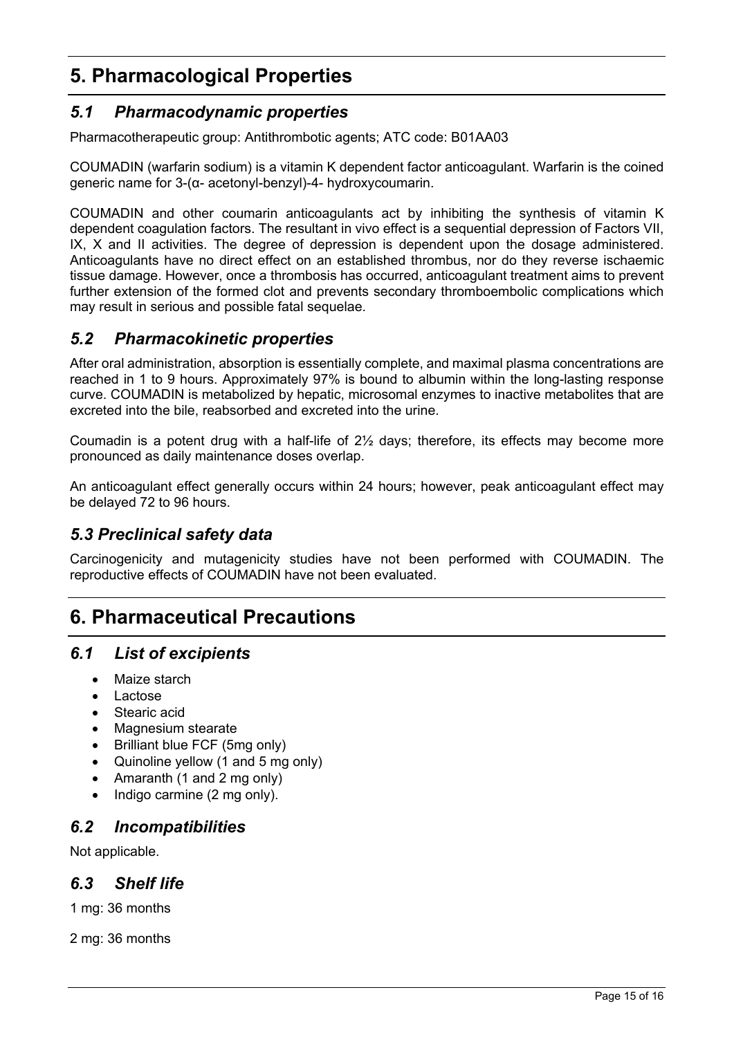# 5. Pharmacological Properties

## *5.1 Pharmacodynamic properties*

Pharmacotherapeutic group: Antithrombotic agents; ATC code: B01AA03

COUMADIN (warfarin sodium) is a vitamin K dependent factor anticoagulant. Warfarin is the coined generic name for 3-(α- acetonyl-benzyl)-4- hydroxycoumarin.

COUMADIN and other coumarin anticoagulants act by inhibiting the synthesis of vitamin K dependent coagulation factors. The resultant in vivo effect is a sequential depression of Factors VII, IX, X and II activities. The degree of depression is dependent upon the dosage administered. Anticoagulants have no direct effect on an established thrombus, nor do they reverse ischaemic tissue damage. However, once a thrombosis has occurred, anticoagulant treatment aims to prevent further extension of the formed clot and prevents secondary thromboembolic complications which may result in serious and possible fatal sequelae.

## *5.2 Pharmacokinetic properties*

After oral administration, absorption is essentially complete, and maximal plasma concentrations are reached in 1 to 9 hours. Approximately 97% is bound to albumin within the long-lasting response curve. COUMADIN is metabolized by hepatic, microsomal enzymes to inactive metabolites that are excreted into the bile, reabsorbed and excreted into the urine.

Coumadin is a potent drug with a half-life of 2½ days; therefore, its effects may become more pronounced as daily maintenance doses overlap.

An anticoagulant effect generally occurs within 24 hours; however, peak anticoagulant effect may be delayed 72 to 96 hours.

## *5.3 Preclinical safety data*

Carcinogenicity and mutagenicity studies have not been performed with COUMADIN. The reproductive effects of COUMADIN have not been evaluated.

# 6. Pharmaceutical Precautions

## *6.1 List of excipients*

- Maize starch
- Lactose
- Stearic acid
- Magnesium stearate
- Brilliant blue FCF (5mg only)
- Quinoline yellow (1 and 5 mg only)
- Amaranth (1 and 2 mg only)
- Indigo carmine (2 mg only).

## *6.2 Incompatibilities*

Not applicable.

## *6.3 Shelf life*

1 mg: 36 months

2 mg: 36 months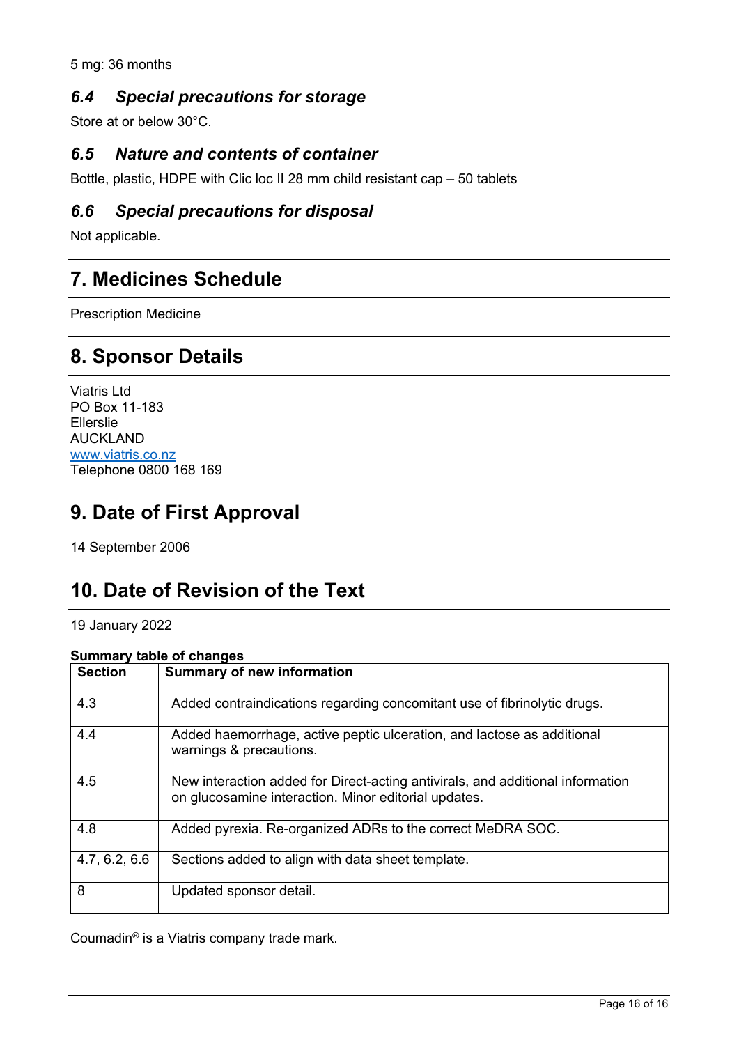5 mg: 36 months

### *6.4 Special precautions for storage*

Store at or below 30°C.

### *6.5 Nature and contents of container*

Bottle, plastic, HDPE with Clic loc II 28 mm child resistant cap – 50 tablets

### *6.6 Special precautions for disposal*

Not applicable.

## 7. Medicines Schedule

Prescription Medicine

## 8. Sponsor Details

Viatris Ltd
PO Box 11-183
Ellerslie
AUCKLAND
www.viatris.co.nz
Telephone 0800 168 169

## 9. Date of First Approval

14 September 2006

## 10. Date of Revision of the Text

19 January 2022

**Summary table of changes**

| Section | Summary of new information |
|---|---|
| 4.3 | Added contraindications regarding concomitant use of fibrinolytic drugs. |
| 4.4 | Added haemorrhage, active peptic ulceration, and lactose as additional warnings & precautions. |
| 4.5 | New interaction added for Direct-acting antivirals, and additional information on glucosamine interaction. Minor editorial updates. |
| 4.8 | Added pyrexia. Re-organized ADRs to the correct MeDRA SOC. |
| 4.7, 6.2, 6.6 | Sections added to align with data sheet template. |
| 8 | Updated sponsor detail. |

Coumadin® is a Viatris company trade mark.